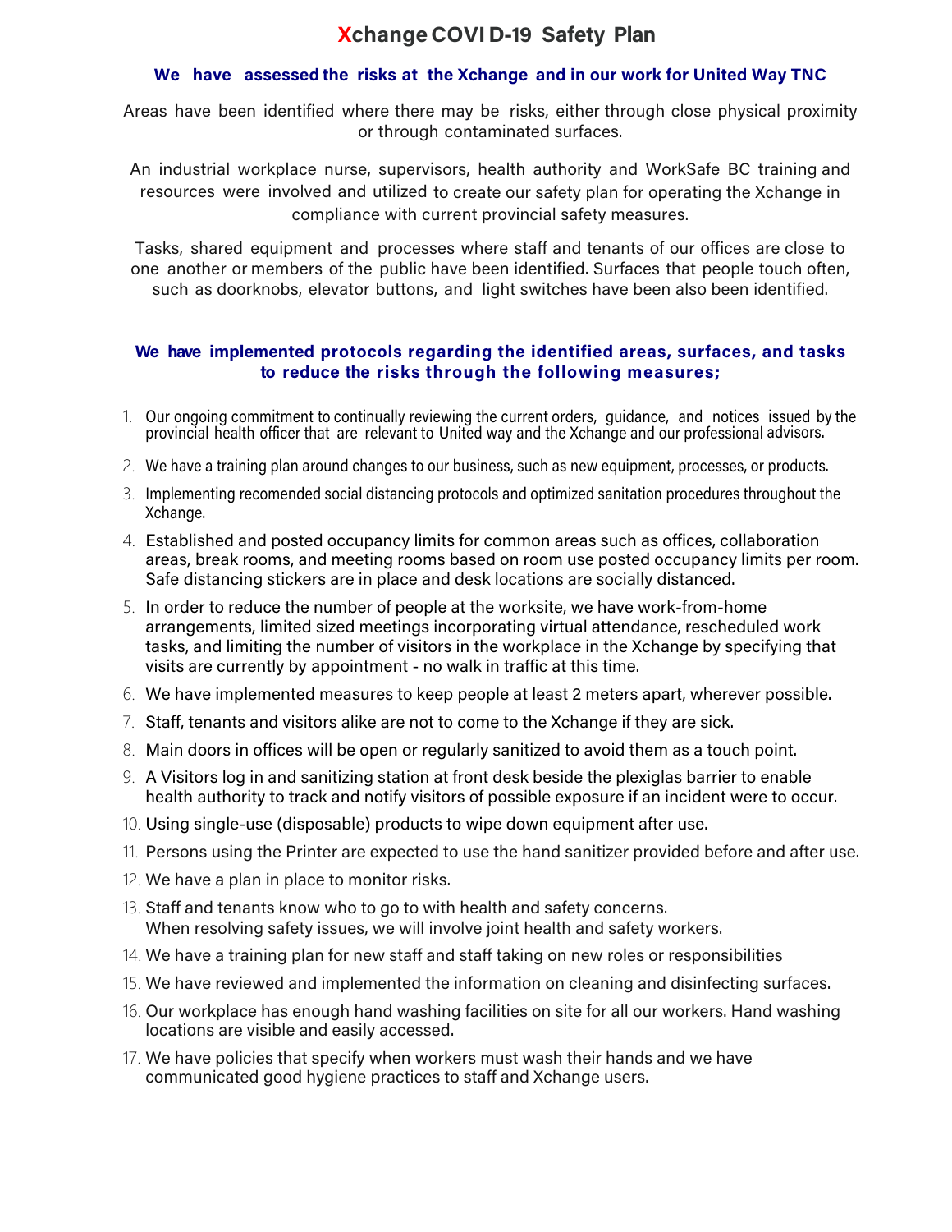# Xchange COVID-19 Safety Plan

### We have assessed the risks at the Xchange and in our work for United Way TNC

Areas have been identified where there may be risks, either through close physical proximity or through contaminated surfaces.

An industrial workplace nurse, supervisors, health authority and WorkSafe BC training and resources were involved and utilized to create our safety plan for operating the Xchange in compliance with current provincial safety measures.

Tasks, shared equipment and processes where staff and tenants of our offices are close to one another or members of the public have been identified. Surfaces that people touch often, such as doorknobs, elevator buttons, and light switches have been also been identified.

### We have implemented protocols regarding the identified areas, surfaces, and tasks to reduce the risks through the following measures;

1. Our ongoing commitment to continually reviewing the current orders, guidance, and notices issued by the provincial health officer that are relevant to United way and the Xchange and our professional advisors.
2. We have a training plan around changes to our business, such as new equipment, processes, or products.
3. Implementing recomended social distancing protocols and optimized sanitation procedures throughout the Xchange.
4. Established and posted occupancy limits for common areas such as offices, collaboration areas, break rooms, and meeting rooms based on room use posted occupancy limits per room. Safe distancing stickers are in place and desk locations are socially distanced.
5. In order to reduce the number of people at the worksite, we have work-from-home arrangements, limited sized meetings incorporating virtual attendance, rescheduled work tasks, and limiting the number of visitors in the workplace in the Xchange by specifying that visits are currently by appointment - no walk in traffic at this time.
6. We have implemented measures to keep people at least 2 meters apart, wherever possible.
7. Staff, tenants and visitors alike are not to come to the Xchange if they are sick.
8. Main doors in offices will be open or regularly sanitized to avoid them as a touch point.
9. A Visitors log in and sanitizing station at front desk beside the plexiglas barrier to enable health authority to track and notify visitors of possible exposure if an incident were to occur.
10. Using single-use (disposable) products to wipe down equipment after use.
11. Persons using the Printer are expected to use the hand sanitizer provided before and after use.
12. We have a plan in place to monitor risks.
13. Staff and tenants know who to go to with health and safety concerns. When resolving safety issues, we will involve joint health and safety workers.
14. We have a training plan for new staff and staff taking on new roles or responsibilities
15. We have reviewed and implemented the information on cleaning and disinfecting surfaces.
16. Our workplace has enough hand washing facilities on site for all our workers. Hand washing locations are visible and easily accessed.
17. We have policies that specify when workers must wash their hands and we have communicated good hygiene practices to staff and Xchange users.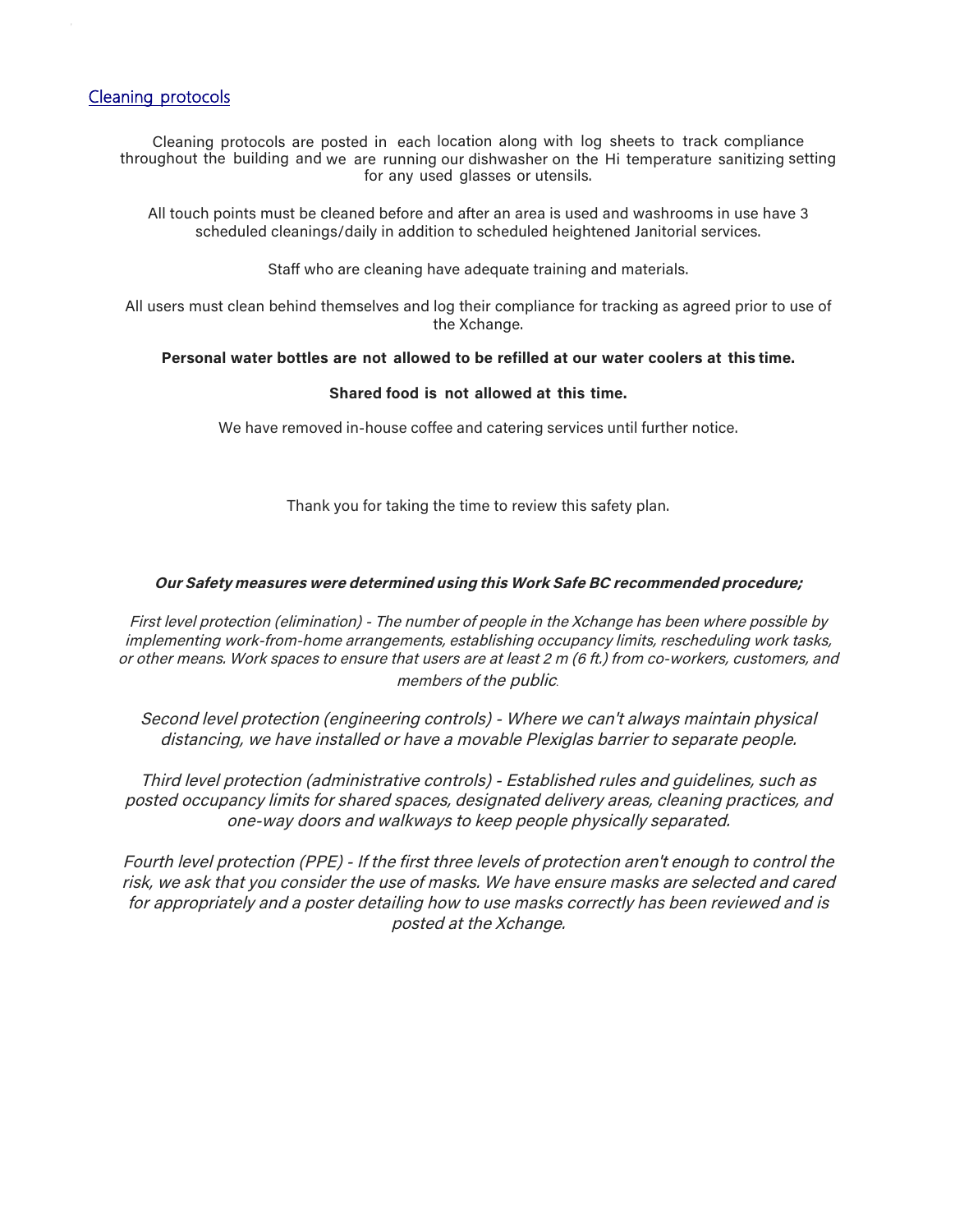## Cleaning protocols

Cleaning protocols are posted in each location along with log sheets to track compliance throughout the building and we are running our dishwasher on the Hi temperature sanitizing setting for any used glasses or utensils.

All touch points must be cleaned before and after an area is used and washrooms in use have 3 scheduled cleanings/daily in addition to scheduled heightened Janitorial services.

Staff who are cleaning have adequate training and materials.

All users must clean behind themselves and log their compliance for tracking as agreed prior to use of the Xchange.

**Personal water bottles are not allowed to be refilled at our water coolers at this time.**

**Shared food is not allowed at this time.**

We have removed in-house coffee and catering services until further notice.

Thank you for taking the time to review this safety plan.

***Our Safety measures were determined using this Work Safe BC recommended procedure;***

*First level protection (elimination) - The number of people in the Xchange has been where possible by implementing work-from-home arrangements, establishing occupancy limits, rescheduling work tasks, or other means. Work spaces to ensure that users are at least 2 m (6 ft.) from co-workers, customers, and members of the public.*

*Second level protection (engineering controls) - Where we can't always maintain physical distancing, we have installed or have a movable Plexiglas barrier to separate people.*

*Third level protection (administrative controls) - Established rules and guidelines, such as posted occupancy limits for shared spaces, designated delivery areas, cleaning practices, and one-way doors and walkways to keep people physically separated.*

*Fourth level protection (PPE) - If the first three levels of protection aren't enough to control the risk, we ask that you consider the use of masks. We have ensure masks are selected and cared for appropriately and a poster detailing how to use masks correctly has been reviewed and is posted at the Xchange.*